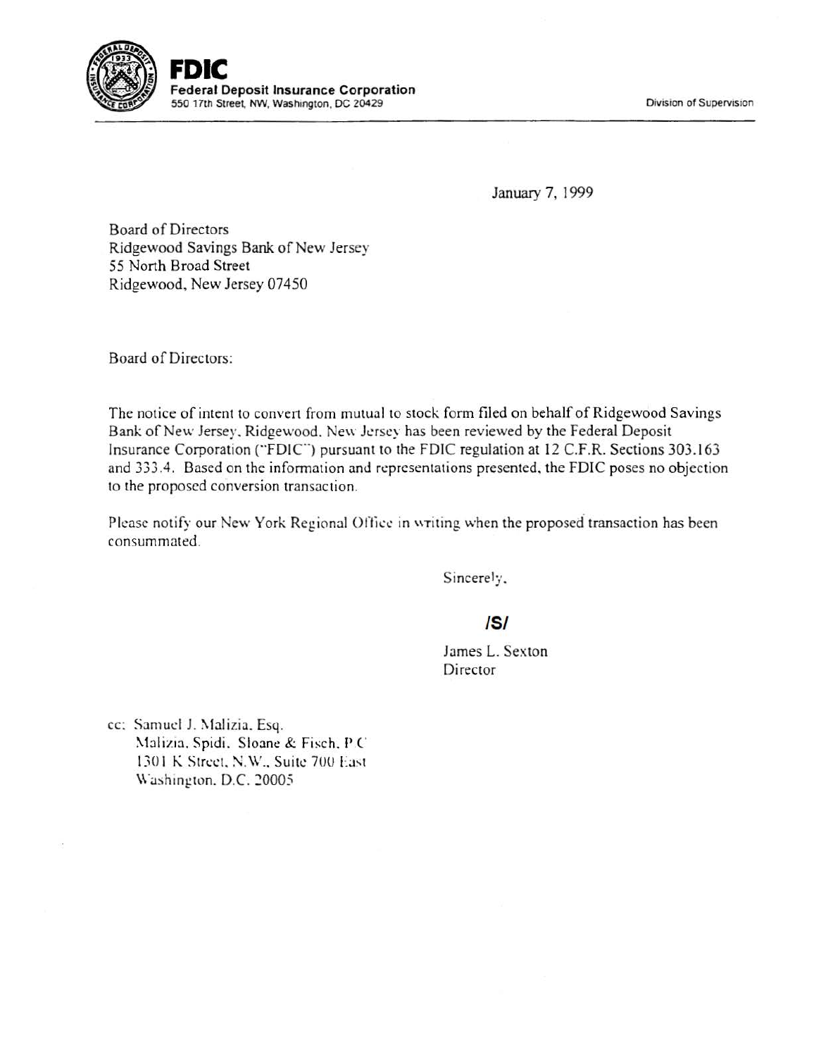**FDIC**
**Federal Deposit Insurance Corporation**
550 17th Street, NW, Washington, DC 20429

Division of Supervision

January 7, 1999

Board of Directors
Ridgewood Savings Bank of New Jersey
55 North Broad Street
Ridgewood, New Jersey 07450

Board of Directors:

The notice of intent to convert from mutual to stock form filed on behalf of Ridgewood Savings Bank of New Jersey, Ridgewood, New Jersey has been reviewed by the Federal Deposit Insurance Corporation ("FDIC") pursuant to the FDIC regulation at 12 C.F.R. Sections 303.163 and 333.4. Based on the information and representations presented, the FDIC poses no objection to the proposed conversion transaction.

Please notify our New York Regional Office in writing when the proposed transaction has been consummated.

Sincerely,

/S/

James L. Sexton
Director

cc: Samuel J. Malizia, Esq.
Malizia, Spidi, Sloane & Fisch, P.C.
1301 K Street, N.W., Suite 700 East
Washington, D.C. 20005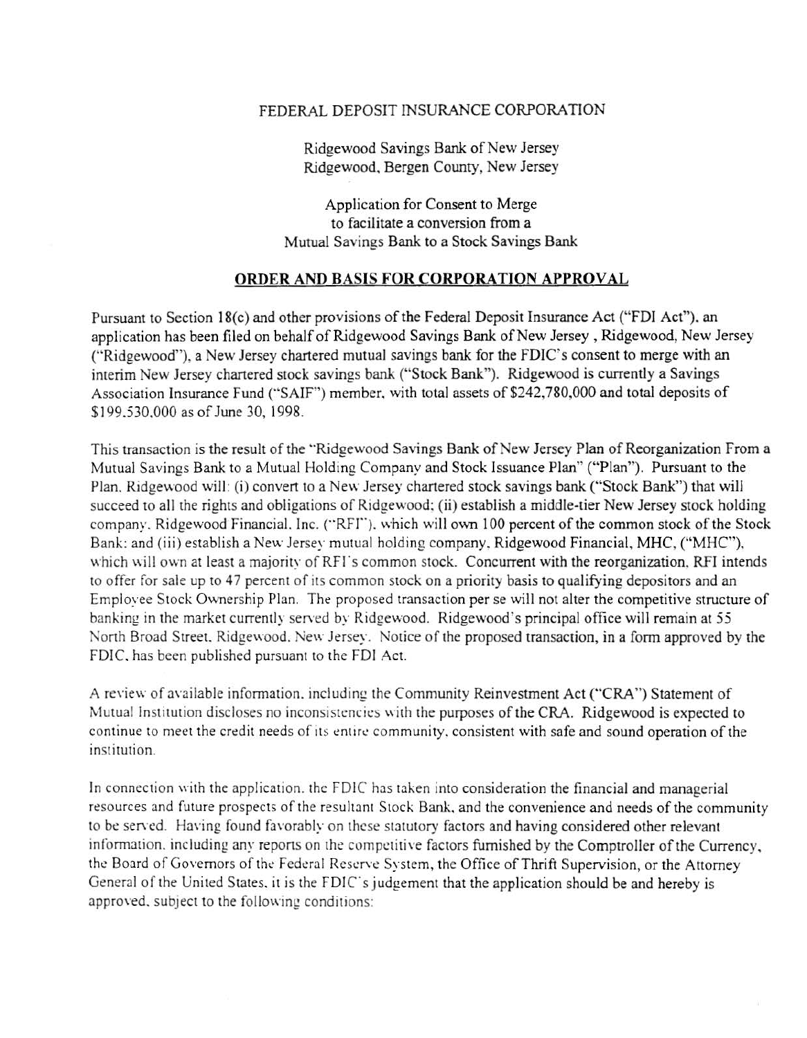FEDERAL DEPOSIT INSURANCE CORPORATION

Ridgewood Savings Bank of New Jersey
Ridgewood, Bergen County, New Jersey

Application for Consent to Merge
to facilitate a conversion from a
Mutual Savings Bank to a Stock Savings Bank

## ORDER AND BASIS FOR CORPORATION APPROVAL

Pursuant to Section 18(c) and other provisions of the Federal Deposit Insurance Act ("FDI Act"), an application has been filed on behalf of Ridgewood Savings Bank of New Jersey , Ridgewood, New Jersey ("Ridgewood"), a New Jersey chartered mutual savings bank for the FDIC's consent to merge with an interim New Jersey chartered stock savings bank ("Stock Bank"). Ridgewood is currently a Savings Association Insurance Fund ("SAIF") member, with total assets of $242,780,000 and total deposits of $199,530,000 as of June 30, 1998.

This transaction is the result of the "Ridgewood Savings Bank of New Jersey Plan of Reorganization From a Mutual Savings Bank to a Mutual Holding Company and Stock Issuance Plan" ("Plan"). Pursuant to the Plan, Ridgewood will: (i) convert to a New Jersey chartered stock savings bank ("Stock Bank") that will succeed to all the rights and obligations of Ridgewood; (ii) establish a middle-tier New Jersey stock holding company, Ridgewood Financial, Inc. ("RFI"), which will own 100 percent of the common stock of the Stock Bank; and (iii) establish a New Jersey mutual holding company, Ridgewood Financial, MHC, ("MHC"), which will own at least a majority of RFI's common stock. Concurrent with the reorganization, RFI intends to offer for sale up to 47 percent of its common stock on a priority basis to qualifying depositors and an Employee Stock Ownership Plan. The proposed transaction per se will not alter the competitive structure of banking in the market currently served by Ridgewood. Ridgewood's principal office will remain at 55 North Broad Street, Ridgewood, New Jersey. Notice of the proposed transaction, in a form approved by the FDIC, has been published pursuant to the FDI Act.

A review of available information, including the Community Reinvestment Act ("CRA") Statement of Mutual Institution discloses no inconsistencies with the purposes of the CRA. Ridgewood is expected to continue to meet the credit needs of its entire community, consistent with safe and sound operation of the institution.

In connection with the application, the FDIC has taken into consideration the financial and managerial resources and future prospects of the resultant Stock Bank, and the convenience and needs of the community to be served. Having found favorably on these statutory factors and having considered other relevant information, including any reports on the competitive factors furnished by the Comptroller of the Currency, the Board of Governors of the Federal Reserve System, the Office of Thrift Supervision, or the Attorney General of the United States, it is the FDIC's judgement that the application should be and hereby is approved, subject to the following conditions: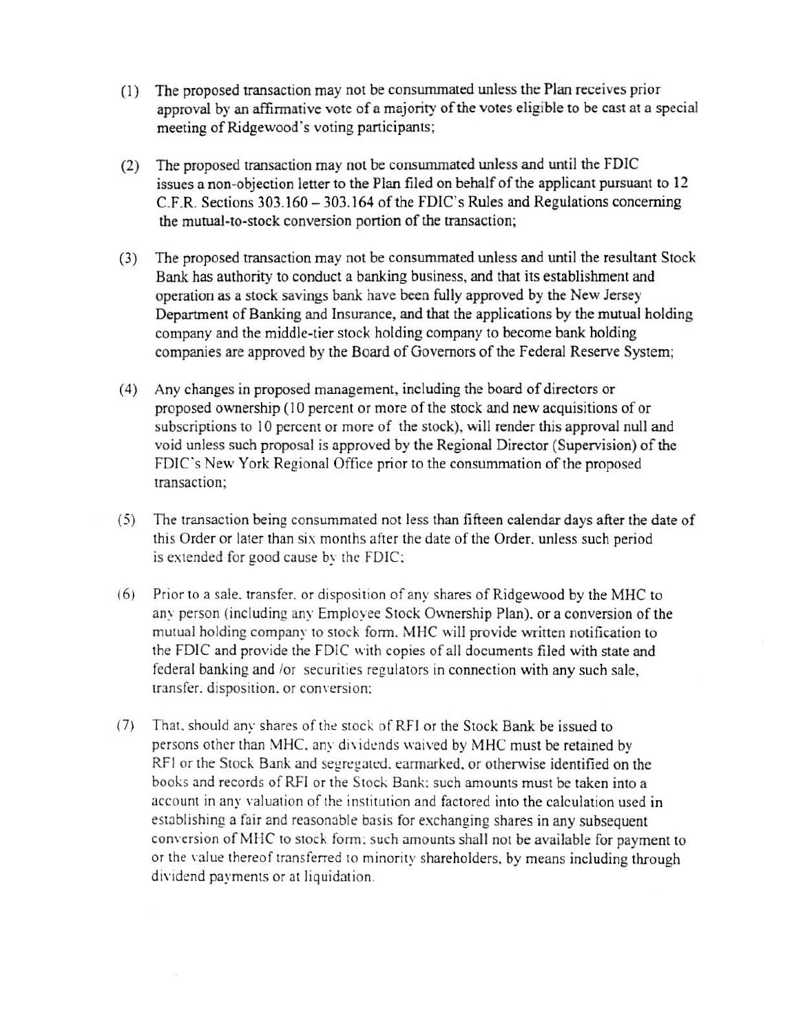(1) The proposed transaction may not be consummated unless the Plan receives prior approval by an affirmative vote of a majority of the votes eligible to be cast at a special meeting of Ridgewood's voting participants;

(2) The proposed transaction may not be consummated unless and until the FDIC issues a non-objection letter to the Plan filed on behalf of the applicant pursuant to 12 C.F.R. Sections 303.160 – 303.164 of the FDIC's Rules and Regulations concerning the mutual-to-stock conversion portion of the transaction;

(3) The proposed transaction may not be consummated unless and until the resultant Stock Bank has authority to conduct a banking business, and that its establishment and operation as a stock savings bank have been fully approved by the New Jersey Department of Banking and Insurance, and that the applications by the mutual holding company and the middle-tier stock holding company to become bank holding companies are approved by the Board of Governors of the Federal Reserve System;

(4) Any changes in proposed management, including the board of directors or proposed ownership (10 percent or more of the stock and new acquisitions of or subscriptions to 10 percent or more of the stock), will render this approval null and void unless such proposal is approved by the Regional Director (Supervision) of the FDIC's New York Regional Office prior to the consummation of the proposed transaction;

(5) The transaction being consummated not less than fifteen calendar days after the date of this Order or later than six months after the date of the Order, unless such period is extended for good cause by the FDIC;

(6) Prior to a sale, transfer, or disposition of any shares of Ridgewood by the MHC to any person (including any Employee Stock Ownership Plan), or a conversion of the mutual holding company to stock form, MHC will provide written notification to the FDIC and provide the FDIC with copies of all documents filed with state and federal banking and /or securities regulators in connection with any such sale, transfer, disposition, or conversion;

(7) That, should any shares of the stock of RFI or the Stock Bank be issued to persons other than MHC, any dividends waived by MHC must be retained by RFI or the Stock Bank and segregated, earmarked, or otherwise identified on the books and records of RFI or the Stock Bank; such amounts must be taken into a account in any valuation of the institution and factored into the calculation used in establishing a fair and reasonable basis for exchanging shares in any subsequent conversion of MHC to stock form; such amounts shall not be available for payment to or the value thereof transferred to minority shareholders, by means including through dividend payments or at liquidation.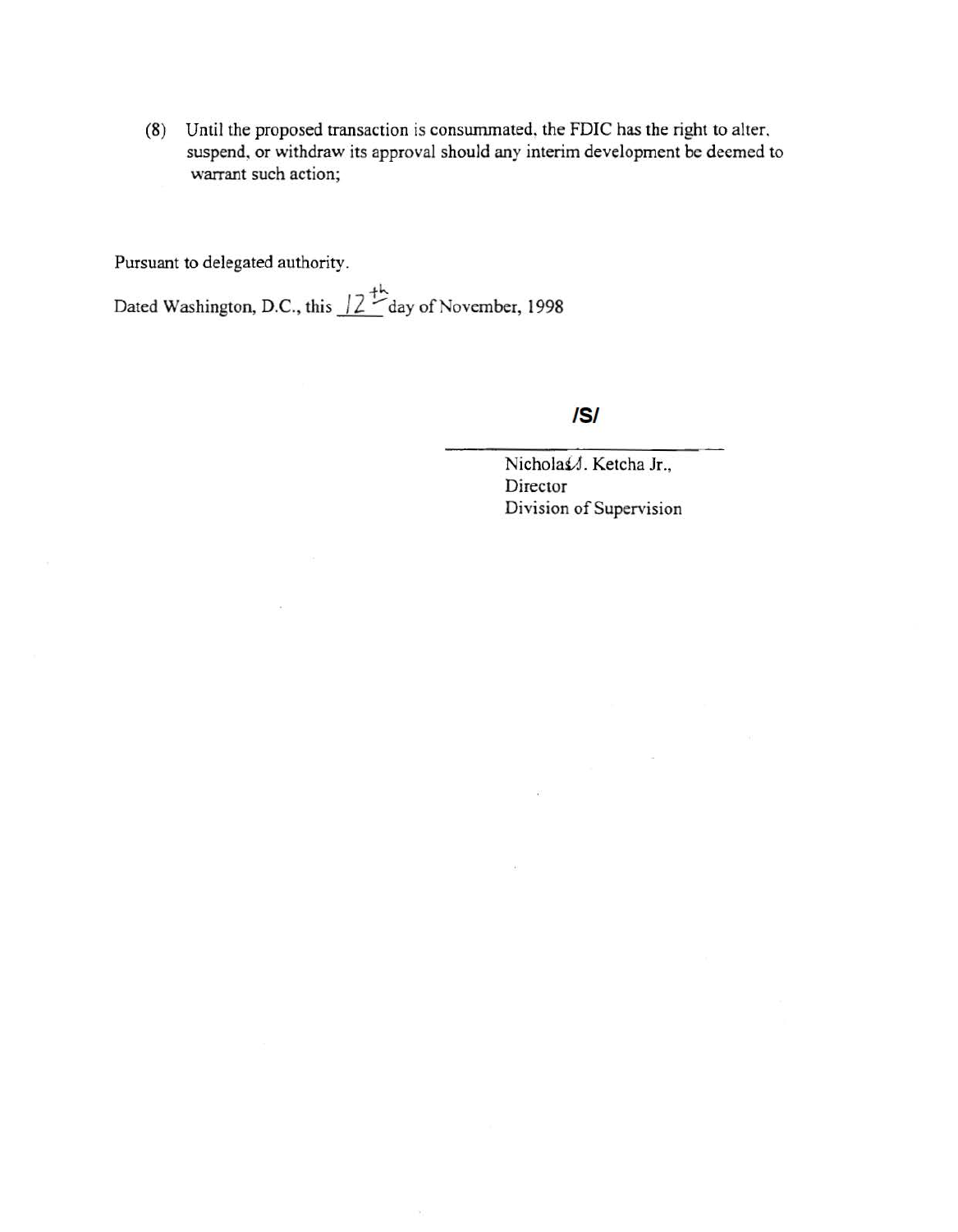(8) Until the proposed transaction is consummated, the FDIC has the right to alter, suspend, or withdraw its approval should any interim development be deemed to warrant such action;

Pursuant to delegated authority.

Dated Washington, D.C., this 12th day of November, 1998

**/S/**

Nicholas J. Ketcha Jr.,
Director
Division of Supervision